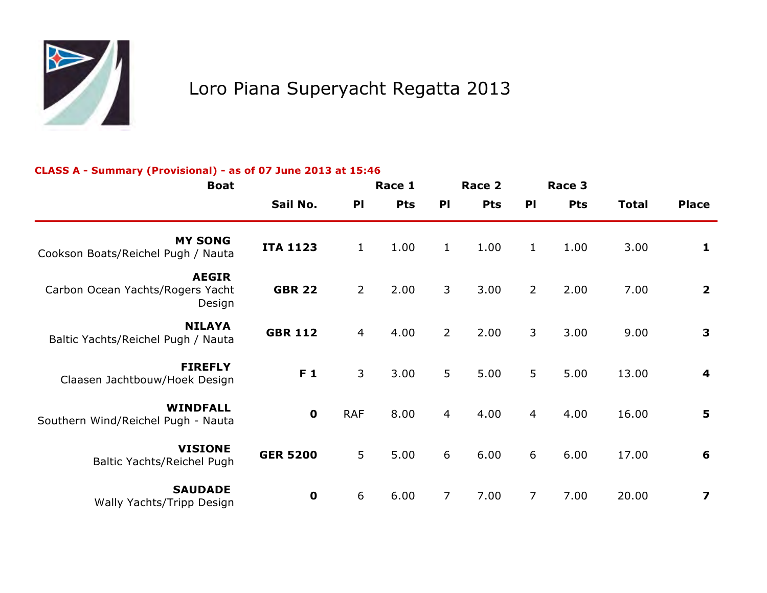# Loro Piana Superyacht Regatta 2013

**CLASS A - Summary (Provisional) - as of 07 June 2013 at 15:46**

| Boat | | Race 1 | | Race 2 | | Race 3 | | | |
|---|---|---|---|---|---|---|---|---|---|
| | Sail No. | Pl | Pts | Pl | Pts | Pl | Pts | Total | Place |
| **MY SONG** Cookson Boats/Reichel Pugh / Nauta | **ITA 1123** | 1 | 1.00 | 1 | 1.00 | 1 | 1.00 | 3.00 | **1** |
| **AEGIR** Carbon Ocean Yachts/Rogers Yacht Design | **GBR 22** | 2 | 2.00 | 3 | 3.00 | 2 | 2.00 | 7.00 | **2** |
| **NILAYA** Baltic Yachts/Reichel Pugh / Nauta | **GBR 112** | 4 | 4.00 | 2 | 2.00 | 3 | 3.00 | 9.00 | **3** |
| **FIREFLY** Claasen Jachtbouw/Hoek Design | **F 1** | 3 | 3.00 | 5 | 5.00 | 5 | 5.00 | 13.00 | **4** |
| **WINDFALL** Southern Wind/Reichel Pugh - Nauta | **0** | RAF | 8.00 | 4 | 4.00 | 4 | 4.00 | 16.00 | **5** |
| **VISIONE** Baltic Yachts/Reichel Pugh | **GER 5200** | 5 | 5.00 | 6 | 6.00 | 6 | 6.00 | 17.00 | **6** |
| **SAUDADE** Wally Yachts/Tripp Design | **0** | 6 | 6.00 | 7 | 7.00 | 7 | 7.00 | 20.00 | **7** |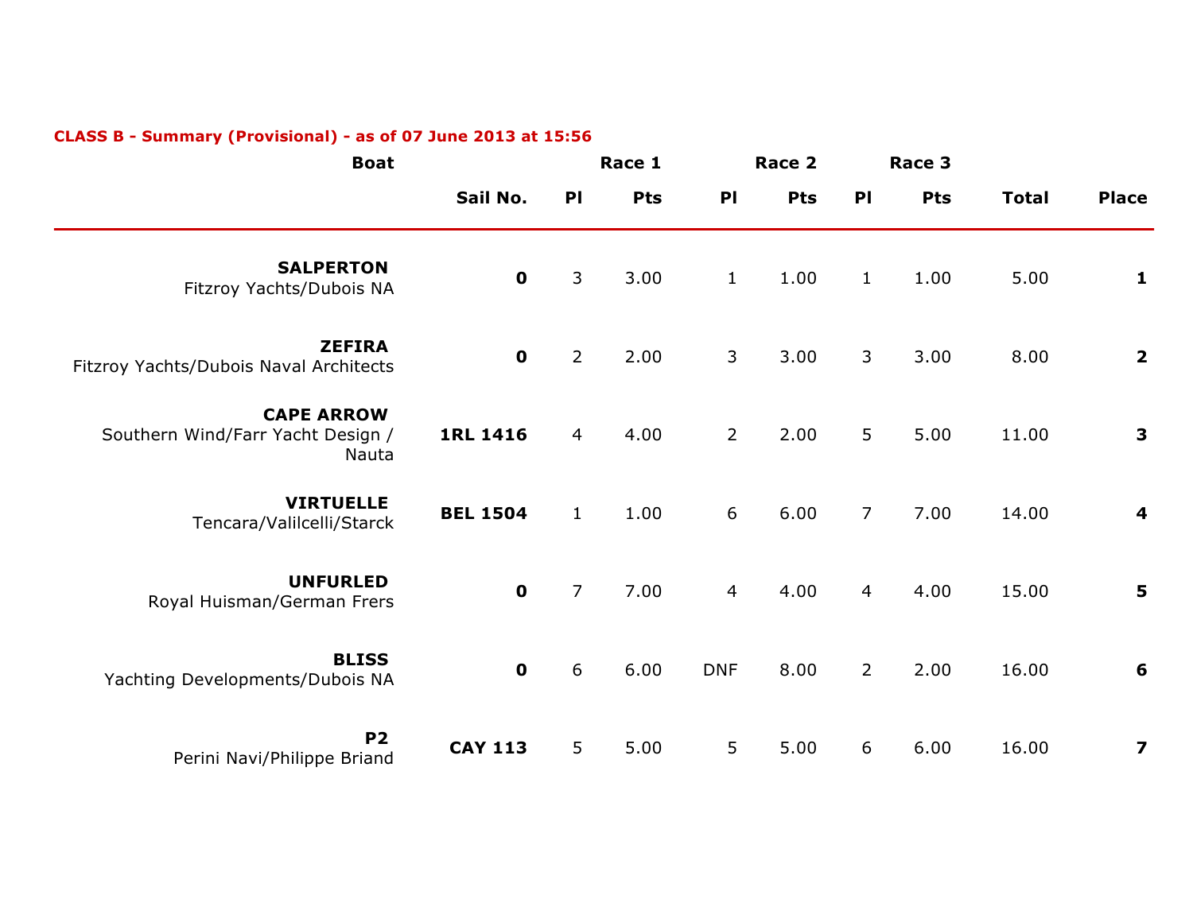**CLASS B - Summary (Provisional) - as of 07 June 2013 at 15:56**

| Boat | Sail No. | Race 1 | | Race 2 | | Race 3 | | Total | Place |
|---|---|---|---|---|---|---|---|---|---|
| | | Pl | Pts | Pl | Pts | Pl | Pts | | |
| **SALPERTON** Fitzroy Yachts/Dubois NA | **0** | 3 | 3.00 | 1 | 1.00 | 1 | 1.00 | 5.00 | **1** |
| **ZEFIRA** Fitzroy Yachts/Dubois Naval Architects | **0** | 2 | 2.00 | 3 | 3.00 | 3 | 3.00 | 8.00 | **2** |
| **CAPE ARROW** Southern Wind/Farr Yacht Design / Nauta | **1RL 1416** | 4 | 4.00 | 2 | 2.00 | 5 | 5.00 | 11.00 | **3** |
| **VIRTUELLE** Tencara/Valilcelli/Starck | **BEL 1504** | 1 | 1.00 | 6 | 6.00 | 7 | 7.00 | 14.00 | **4** |
| **UNFURLED** Royal Huisman/German Frers | **0** | 7 | 7.00 | 4 | 4.00 | 4 | 4.00 | 15.00 | **5** |
| **BLISS** Yachting Developments/Dubois NA | **0** | 6 | 6.00 | DNF | 8.00 | 2 | 2.00 | 16.00 | **6** |
| **P2** Perini Navi/Philippe Briand | **CAY 113** | 5 | 5.00 | 5 | 5.00 | 6 | 6.00 | 16.00 | **7** |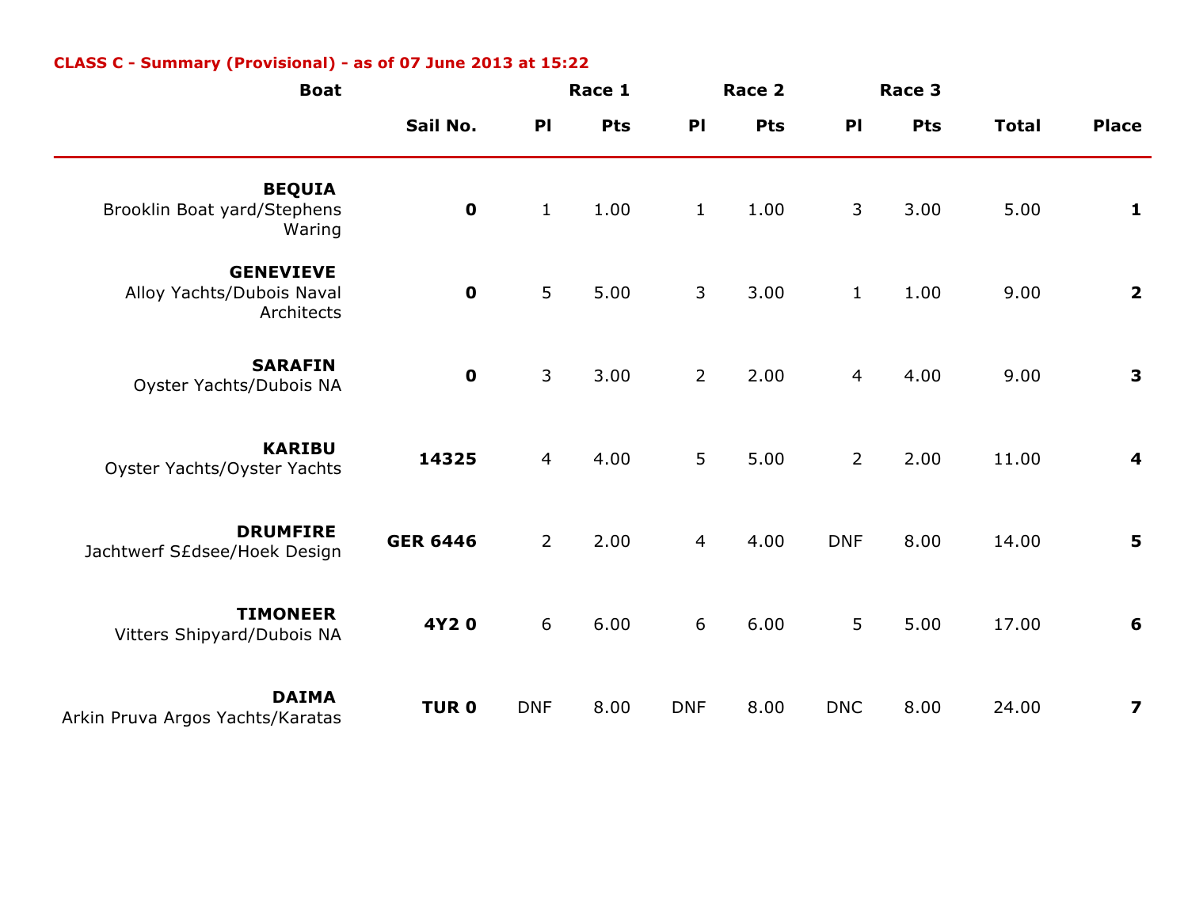**CLASS C - Summary (Provisional) - as of 07 June 2013 at 15:22**

| Boat | | Race 1 | | Race 2 | | Race 3 | | | |
|---|---|---|---|---|---|---|---|---|---|
| | Sail No. | Pl | Pts | Pl | Pts | Pl | Pts | Total | Place |
| **BEQUIA** Brooklin Boat yard/Stephens Waring | **0** | 1 | 1.00 | 1 | 1.00 | 3 | 3.00 | 5.00 | **1** |
| **GENEVIEVE** Alloy Yachts/Dubois Naval Architects | **0** | 5 | 5.00 | 3 | 3.00 | 1 | 1.00 | 9.00 | **2** |
| **SARAFIN** Oyster Yachts/Dubois NA | **0** | 3 | 3.00 | 2 | 2.00 | 4 | 4.00 | 9.00 | **3** |
| **KARIBU** Oyster Yachts/Oyster Yachts | **14325** | 4 | 4.00 | 5 | 5.00 | 2 | 2.00 | 11.00 | **4** |
| **DRUMFIRE** Jachtwerf S£dsee/Hoek Design | **GER 6446** | 2 | 2.00 | 4 | 4.00 | DNF | 8.00 | 14.00 | **5** |
| **TIMONEER** Vitters Shipyard/Dubois NA | **4Y2 0** | 6 | 6.00 | 6 | 6.00 | 5 | 5.00 | 17.00 | **6** |
| **DAIMA** Arkin Pruva Argos Yachts/Karatas | **TUR 0** | DNF | 8.00 | DNF | 8.00 | DNC | 8.00 | 24.00 | **7** |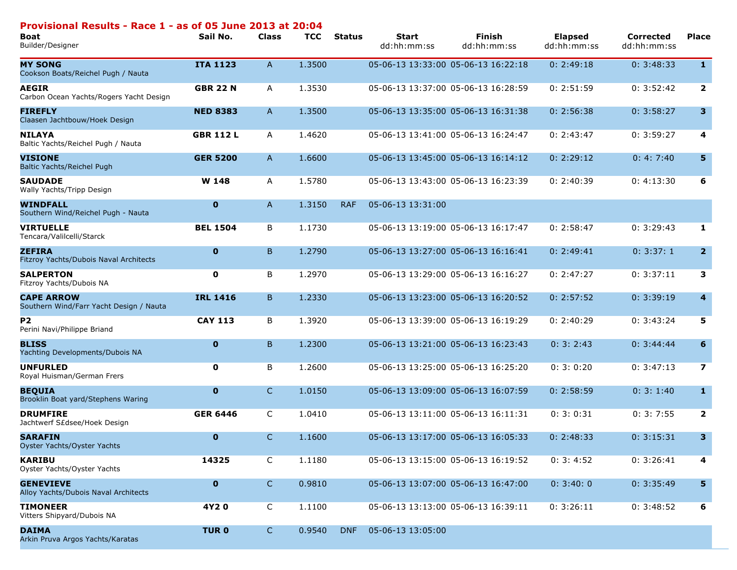## Provisional Results - Race 1 - as of 05 June 2013 at 20:04

| Boat<br>Builder/Designer | Sail No. | Class | TCC | Status | Start<br>dd:hh:mm:ss | Finish<br>dd:hh:mm:ss | Elapsed<br>dd:hh:mm:ss | Corrected<br>dd:hh:mm:ss | Place |
|---|---|---|---|---|---|---|---|---|---|
| **MY SONG**<br>Cookson Boats/Reichel Pugh / Nauta | **ITA 1123** | A | 1.3500 | | 05-06-13 13:33:00 | 05-06-13 16:22:18 | 0: 2:49:18 | 0: 3:48:33 | **1** |
| **AEGIR**<br>Carbon Ocean Yachts/Rogers Yacht Design | **GBR 22 N** | A | 1.3530 | | 05-06-13 13:37:00 | 05-06-13 16:28:59 | 0: 2:51:59 | 0: 3:52:42 | **2** |
| **FIREFLY**<br>Claasen Jachtbouw/Hoek Design | **NED 8383** | A | 1.3500 | | 05-06-13 13:35:00 | 05-06-13 16:31:38 | 0: 2:56:38 | 0: 3:58:27 | **3** |
| **NILAYA**<br>Baltic Yachts/Reichel Pugh / Nauta | **GBR 112 L** | A | 1.4620 | | 05-06-13 13:41:00 | 05-06-13 16:24:47 | 0: 2:43:47 | 0: 3:59:27 | **4** |
| **VISIONE**<br>Baltic Yachts/Reichel Pugh | **GER 5200** | A | 1.6600 | | 05-06-13 13:45:00 | 05-06-13 16:14:12 | 0: 2:29:12 | 0: 4: 7:40 | **5** |
| **SAUDADE**<br>Wally Yachts/Tripp Design | **W 148** | A | 1.5780 | | 05-06-13 13:43:00 | 05-06-13 16:23:39 | 0: 2:40:39 | 0: 4:13:30 | **6** |
| **WINDFALL**<br>Southern Wind/Reichel Pugh - Nauta | **0** | A | 1.3150 | RAF | 05-06-13 13:31:00 | | | | |
| **VIRTUELLE**<br>Tencara/Valilcelli/Starck | **BEL 1504** | B | 1.1730 | | 05-06-13 13:19:00 | 05-06-13 16:17:47 | 0: 2:58:47 | 0: 3:29:43 | **1** |
| **ZEFIRA**<br>Fitzroy Yachts/Dubois Naval Architects | **0** | B | 1.2790 | | 05-06-13 13:27:00 | 05-06-13 16:16:41 | 0: 2:49:41 | 0: 3:37: 1 | **2** |
| **SALPERTON**<br>Fitzroy Yachts/Dubois NA | **0** | B | 1.2970 | | 05-06-13 13:29:00 | 05-06-13 16:16:27 | 0: 2:47:27 | 0: 3:37:11 | **3** |
| **CAPE ARROW**<br>Southern Wind/Farr Yacht Design / Nauta | **IRL 1416** | B | 1.2330 | | 05-06-13 13:23:00 | 05-06-13 16:20:52 | 0: 2:57:52 | 0: 3:39:19 | **4** |
| **P2**<br>Perini Navi/Philippe Briand | **CAY 113** | B | 1.3920 | | 05-06-13 13:39:00 | 05-06-13 16:19:29 | 0: 2:40:29 | 0: 3:43:24 | **5** |
| **BLISS**<br>Yachting Developments/Dubois NA | **0** | B | 1.2300 | | 05-06-13 13:21:00 | 05-06-13 16:23:43 | 0: 3: 2:43 | 0: 3:44:44 | **6** |
| **UNFURLED**<br>Royal Huisman/German Frers | **0** | B | 1.2600 | | 05-06-13 13:25:00 | 05-06-13 16:25:20 | 0: 3: 0:20 | 0: 3:47:13 | **7** |
| **BEQUIA**<br>Brooklin Boat yard/Stephens Waring | **0** | C | 1.0150 | | 05-06-13 13:09:00 | 05-06-13 16:07:59 | 0: 2:58:59 | 0: 3: 1:40 | **1** |
| **DRUMFIRE**<br>Jachtwerf S£dsee/Hoek Design | **GER 6446** | C | 1.0410 | | 05-06-13 13:11:00 | 05-06-13 16:11:31 | 0: 3: 0:31 | 0: 3: 7:55 | **2** |
| **SARAFIN**<br>Oyster Yachts/Oyster Yachts | **0** | C | 1.1600 | | 05-06-13 13:17:00 | 05-06-13 16:05:33 | 0: 2:48:33 | 0: 3:15:31 | **3** |
| **KARIBU**<br>Oyster Yachts/Oyster Yachts | **14325** | C | 1.1180 | | 05-06-13 13:15:00 | 05-06-13 16:19:52 | 0: 3: 4:52 | 0: 3:26:41 | **4** |
| **GENEVIEVE**<br>Alloy Yachts/Dubois Naval Architects | **0** | C | 0.9810 | | 05-06-13 13:07:00 | 05-06-13 16:47:00 | 0: 3:40: 0 | 0: 3:35:49 | **5** |
| **TIMONEER**<br>Vitters Shipyard/Dubois NA | **4Y2 0** | C | 1.1100 | | 05-06-13 13:13:00 | 05-06-13 16:39:11 | 0: 3:26:11 | 0: 3:48:52 | **6** |
| **DAIMA**<br>Arkin Pruva Argos Yachts/Karatas | **TUR 0** | C | 0.9540 | DNF | 05-06-13 13:05:00 | | | | |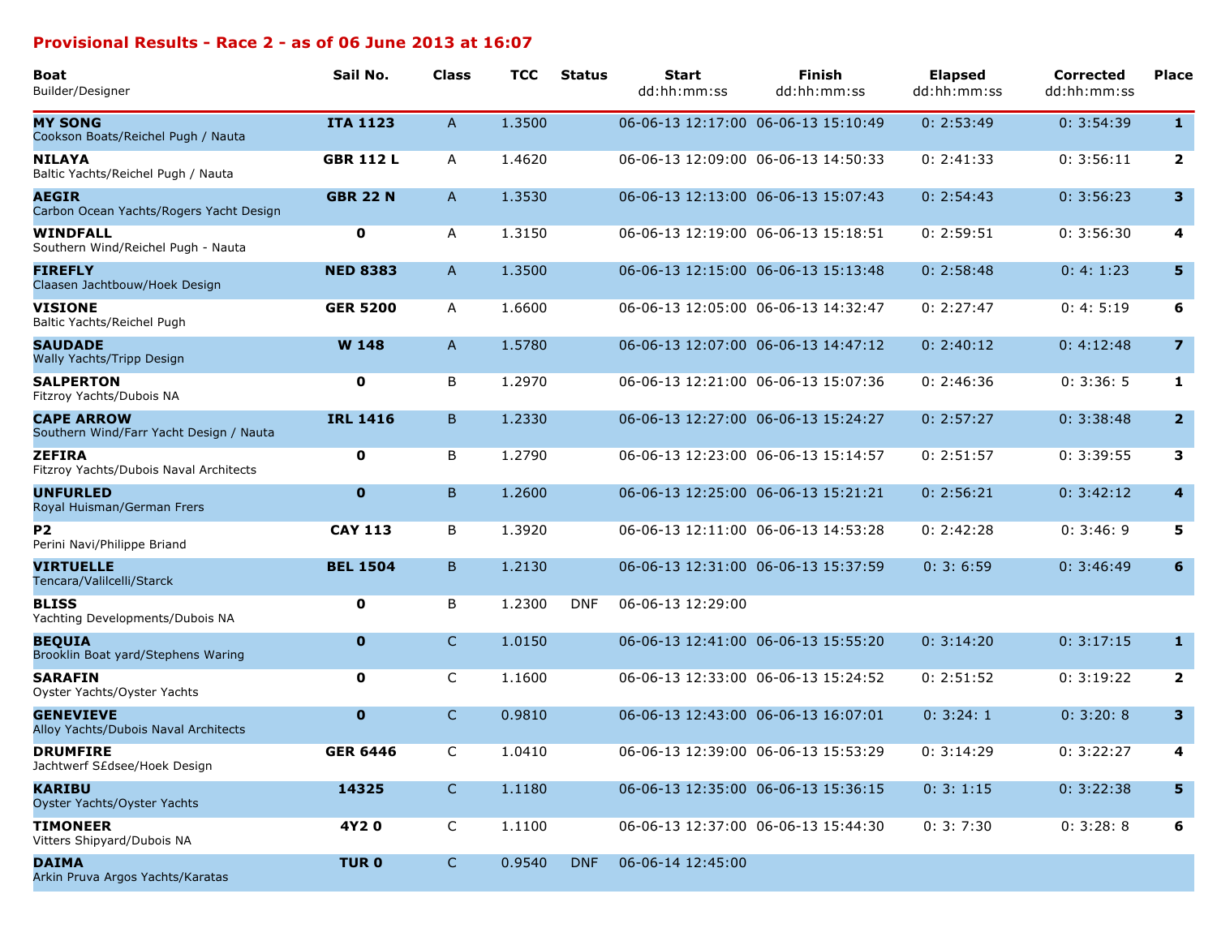## Provisional Results - Race 2 - as of 06 June 2013 at 16:07

| Boat<br>Builder/Designer | Sail No. | Class | TCC | Status | Start<br>dd:hh:mm:ss | Finish<br>dd:hh:mm:ss | Elapsed<br>dd:hh:mm:ss | Corrected<br>dd:hh:mm:ss | Place |
|---|---|---|---|---|---|---|---|---|---|
| **MY SONG**<br>Cookson Boats/Reichel Pugh / Nauta | **ITA 1123** | A | 1.3500 | | 06-06-13 12:17:00 | 06-06-13 15:10:49 | 0: 2:53:49 | 0: 3:54:39 | **1** |
| **NILAYA**<br>Baltic Yachts/Reichel Pugh / Nauta | **GBR 112 L** | A | 1.4620 | | 06-06-13 12:09:00 | 06-06-13 14:50:33 | 0: 2:41:33 | 0: 3:56:11 | **2** |
| **AEGIR**<br>Carbon Ocean Yachts/Rogers Yacht Design | **GBR 22 N** | A | 1.3530 | | 06-06-13 12:13:00 | 06-06-13 15:07:43 | 0: 2:54:43 | 0: 3:56:23 | **3** |
| **WINDFALL**<br>Southern Wind/Reichel Pugh - Nauta | **0** | A | 1.3150 | | 06-06-13 12:19:00 | 06-06-13 15:18:51 | 0: 2:59:51 | 0: 3:56:30 | **4** |
| **FIREFLY**<br>Claasen Jachtbouw/Hoek Design | **NED 8383** | A | 1.3500 | | 06-06-13 12:15:00 | 06-06-13 15:13:48 | 0: 2:58:48 | 0: 4: 1:23 | **5** |
| **VISIONE**<br>Baltic Yachts/Reichel Pugh | **GER 5200** | A | 1.6600 | | 06-06-13 12:05:00 | 06-06-13 14:32:47 | 0: 2:27:47 | 0: 4: 5:19 | **6** |
| **SAUDADE**<br>Wally Yachts/Tripp Design | **W 148** | A | 1.5780 | | 06-06-13 12:07:00 | 06-06-13 14:47:12 | 0: 2:40:12 | 0: 4:12:48 | **7** |
| **SALPERTON**<br>Fitzroy Yachts/Dubois NA | **0** | B | 1.2970 | | 06-06-13 12:21:00 | 06-06-13 15:07:36 | 0: 2:46:36 | 0: 3:36: 5 | **1** |
| **CAPE ARROW**<br>Southern Wind/Farr Yacht Design / Nauta | **IRL 1416** | B | 1.2330 | | 06-06-13 12:27:00 | 06-06-13 15:24:27 | 0: 2:57:27 | 0: 3:38:48 | **2** |
| **ZEFIRA**<br>Fitzroy Yachts/Dubois Naval Architects | **0** | B | 1.2790 | | 06-06-13 12:23:00 | 06-06-13 15:14:57 | 0: 2:51:57 | 0: 3:39:55 | **3** |
| **UNFURLED**<br>Royal Huisman/German Frers | **0** | B | 1.2600 | | 06-06-13 12:25:00 | 06-06-13 15:21:21 | 0: 2:56:21 | 0: 3:42:12 | **4** |
| **P2**<br>Perini Navi/Philippe Briand | **CAY 113** | B | 1.3920 | | 06-06-13 12:11:00 | 06-06-13 14:53:28 | 0: 2:42:28 | 0: 3:46: 9 | **5** |
| **VIRTUELLE**<br>Tencara/Valilcelli/Starck | **BEL 1504** | B | 1.2130 | | 06-06-13 12:31:00 | 06-06-13 15:37:59 | 0: 3: 6:59 | 0: 3:46:49 | **6** |
| **BLISS**<br>Yachting Developments/Dubois NA | **0** | B | 1.2300 | DNF | 06-06-13 12:29:00 | | | | |
| **BEQUIA**<br>Brooklin Boat yard/Stephens Waring | **0** | C | 1.0150 | | 06-06-13 12:41:00 | 06-06-13 15:55:20 | 0: 3:14:20 | 0: 3:17:15 | **1** |
| **SARAFIN**<br>Oyster Yachts/Oyster Yachts | **0** | C | 1.1600 | | 06-06-13 12:33:00 | 06-06-13 15:24:52 | 0: 2:51:52 | 0: 3:19:22 | **2** |
| **GENEVIEVE**<br>Alloy Yachts/Dubois Naval Architects | **0** | C | 0.9810 | | 06-06-13 12:43:00 | 06-06-13 16:07:01 | 0: 3:24: 1 | 0: 3:20: 8 | **3** |
| **DRUMFIRE**<br>Jachtwerf S£dsee/Hoek Design | **GER 6446** | C | 1.0410 | | 06-06-13 12:39:00 | 06-06-13 15:53:29 | 0: 3:14:29 | 0: 3:22:27 | **4** |
| **KARIBU**<br>Oyster Yachts/Oyster Yachts | **14325** | C | 1.1180 | | 06-06-13 12:35:00 | 06-06-13 15:36:15 | 0: 3: 1:15 | 0: 3:22:38 | **5** |
| **TIMONEER**<br>Vitters Shipyard/Dubois NA | **4Y2 0** | C | 1.1100 | | 06-06-13 12:37:00 | 06-06-13 15:44:30 | 0: 3: 7:30 | 0: 3:28: 8 | **6** |
| **DAIMA**<br>Arkin Pruva Argos Yachts/Karatas | **TUR 0** | C | 0.9540 | DNF | 06-06-14 12:45:00 | | | | |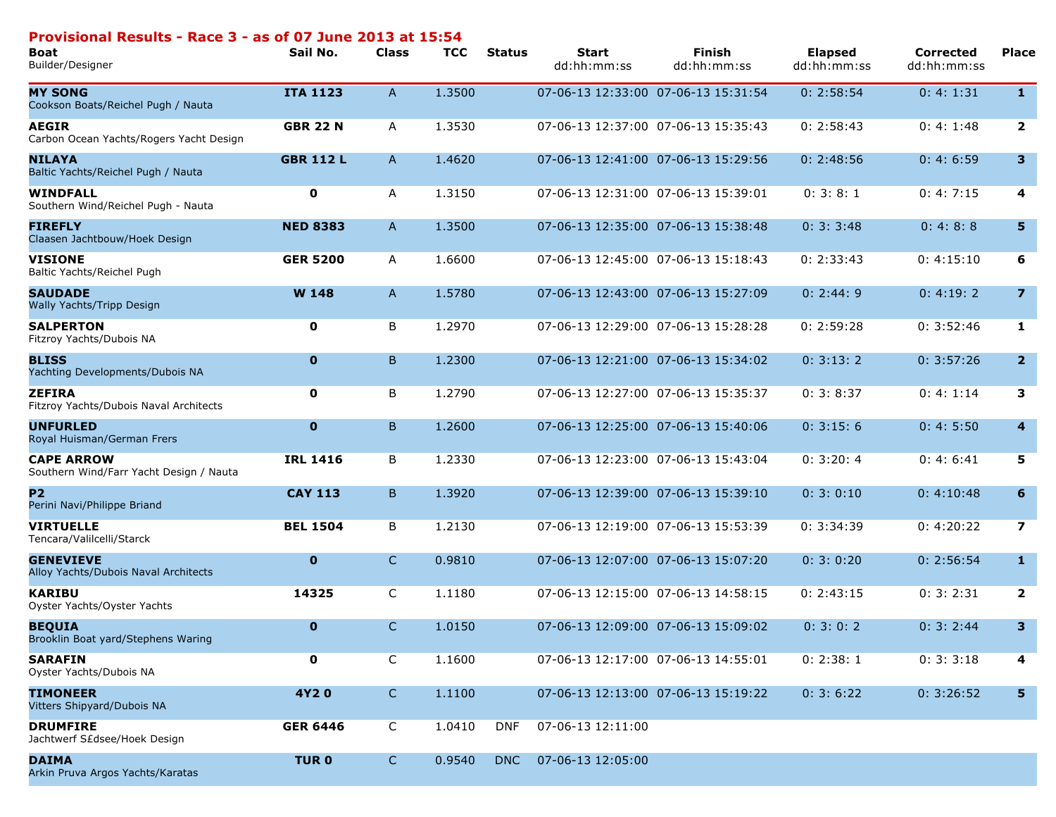## Provisional Results - Race 3 - as of 07 June 2013 at 15:54

| Boat<br>Builder/Designer | Sail No. | Class | TCC | Status | Start<br>dd:hh:mm:ss | Finish<br>dd:hh:mm:ss | Elapsed<br>dd:hh:mm:ss | Corrected<br>dd:hh:mm:ss | Place |
|---|---|---|---|---|---|---|---|---|---|
| **MY SONG**<br>Cookson Boats/Reichel Pugh / Nauta | **ITA 1123** | A | 1.3500 | | 07-06-13 12:33:00 | 07-06-13 15:31:54 | 0: 2:58:54 | 0: 4: 1:31 | **1** |
| **AEGIR**<br>Carbon Ocean Yachts/Rogers Yacht Design | **GBR 22 N** | A | 1.3530 | | 07-06-13 12:37:00 | 07-06-13 15:35:43 | 0: 2:58:43 | 0: 4: 1:48 | **2** |
| **NILAYA**<br>Baltic Yachts/Reichel Pugh / Nauta | **GBR 112 L** | A | 1.4620 | | 07-06-13 12:41:00 | 07-06-13 15:29:56 | 0: 2:48:56 | 0: 4: 6:59 | **3** |
| **WINDFALL**<br>Southern Wind/Reichel Pugh - Nauta | **0** | A | 1.3150 | | 07-06-13 12:31:00 | 07-06-13 15:39:01 | 0: 3: 8: 1 | 0: 4: 7:15 | **4** |
| **FIREFLY**<br>Claasen Jachtbouw/Hoek Design | **NED 8383** | A | 1.3500 | | 07-06-13 12:35:00 | 07-06-13 15:38:48 | 0: 3: 3:48 | 0: 4: 8: 8 | **5** |
| **VISIONE**<br>Baltic Yachts/Reichel Pugh | **GER 5200** | A | 1.6600 | | 07-06-13 12:45:00 | 07-06-13 15:18:43 | 0: 2:33:43 | 0: 4:15:10 | **6** |
| **SAUDADE**<br>Wally Yachts/Tripp Design | **W 148** | A | 1.5780 | | 07-06-13 12:43:00 | 07-06-13 15:27:09 | 0: 2:44: 9 | 0: 4:19: 2 | **7** |
| **SALPERTON**<br>Fitzroy Yachts/Dubois NA | **0** | B | 1.2970 | | 07-06-13 12:29:00 | 07-06-13 15:28:28 | 0: 2:59:28 | 0: 3:52:46 | **1** |
| **BLISS**<br>Yachting Developments/Dubois NA | **0** | B | 1.2300 | | 07-06-13 12:21:00 | 07-06-13 15:34:02 | 0: 3:13: 2 | 0: 3:57:26 | **2** |
| **ZEFIRA**<br>Fitzroy Yachts/Dubois Naval Architects | **0** | B | 1.2790 | | 07-06-13 12:27:00 | 07-06-13 15:35:37 | 0: 3: 8:37 | 0: 4: 1:14 | **3** |
| **UNFURLED**<br>Royal Huisman/German Frers | **0** | B | 1.2600 | | 07-06-13 12:25:00 | 07-06-13 15:40:06 | 0: 3:15: 6 | 0: 4: 5:50 | **4** |
| **CAPE ARROW**<br>Southern Wind/Farr Yacht Design / Nauta | **IRL 1416** | B | 1.2330 | | 07-06-13 12:23:00 | 07-06-13 15:43:04 | 0: 3:20: 4 | 0: 4: 6:41 | **5** |
| **P2**<br>Perini Navi/Philippe Briand | **CAY 113** | B | 1.3920 | | 07-06-13 12:39:00 | 07-06-13 15:39:10 | 0: 3: 0:10 | 0: 4:10:48 | **6** |
| **VIRTUELLE**<br>Tencara/Valilcelli/Starck | **BEL 1504** | B | 1.2130 | | 07-06-13 12:19:00 | 07-06-13 15:53:39 | 0: 3:34:39 | 0: 4:20:22 | **7** |
| **GENEVIEVE**<br>Alloy Yachts/Dubois Naval Architects | **0** | C | 0.9810 | | 07-06-13 12:07:00 | 07-06-13 15:07:20 | 0: 3: 0:20 | 0: 2:56:54 | **1** |
| **KARIBU**<br>Oyster Yachts/Oyster Yachts | **14325** | C | 1.1180 | | 07-06-13 12:15:00 | 07-06-13 14:58:15 | 0: 2:43:15 | 0: 3: 2:31 | **2** |
| **BEQUIA**<br>Brooklin Boat yard/Stephens Waring | **0** | C | 1.0150 | | 07-06-13 12:09:00 | 07-06-13 15:09:02 | 0: 3: 0: 2 | 0: 3: 2:44 | **3** |
| **SARAFIN**<br>Oyster Yachts/Dubois NA | **0** | C | 1.1600 | | 07-06-13 12:17:00 | 07-06-13 14:55:01 | 0: 2:38: 1 | 0: 3: 3:18 | **4** |
| **TIMONEER**<br>Vitters Shipyard/Dubois NA | **4Y2 0** | C | 1.1100 | | 07-06-13 12:13:00 | 07-06-13 15:19:22 | 0: 3: 6:22 | 0: 3:26:52 | **5** |
| **DRUMFIRE**<br>Jachtwerf S£dsee/Hoek Design | **GER 6446** | C | 1.0410 | DNF | 07-06-13 12:11:00 | | | | |
| **DAIMA**<br>Arkin Pruva Argos Yachts/Karatas | **TUR 0** | C | 0.9540 | DNC | 07-06-13 12:05:00 | | | | |